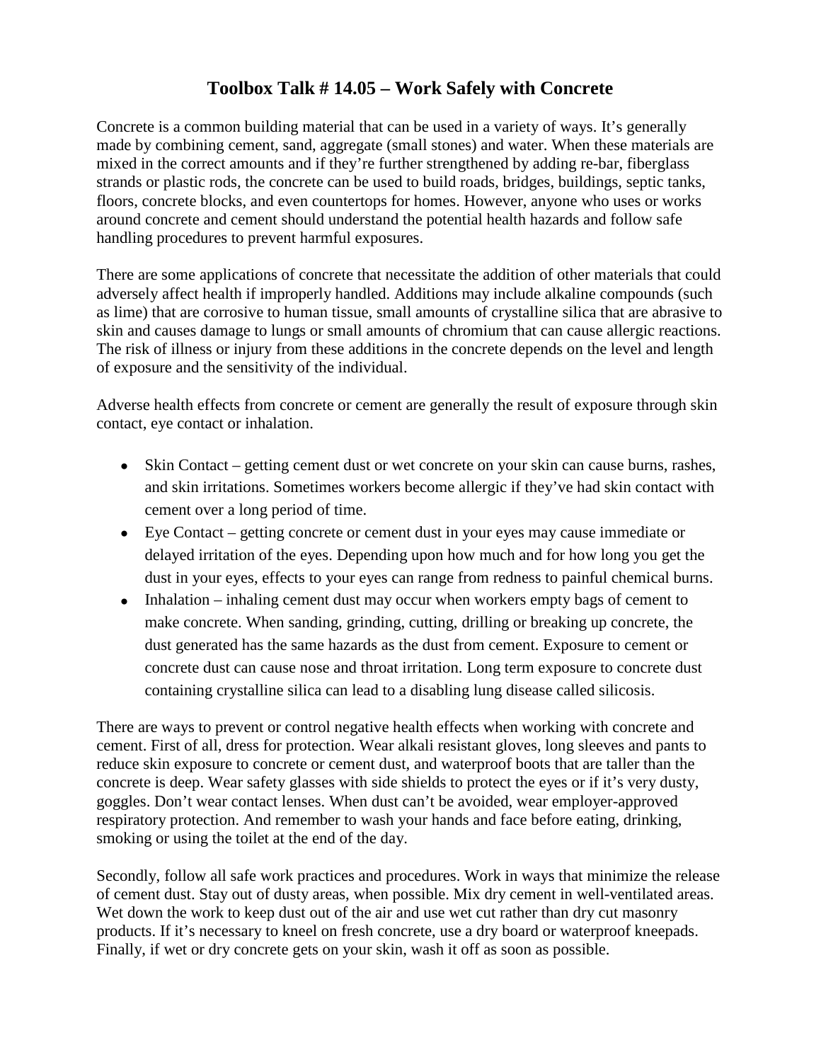# Toolbox Talk # 14.05 – Work Safely with Concrete

Concrete is a common building material that can be used in a variety of ways. It's generally made by combining cement, sand, aggregate (small stones) and water. When these materials are mixed in the correct amounts and if they're further strengthened by adding re-bar, fiberglass strands or plastic rods, the concrete can be used to build roads, bridges, buildings, septic tanks, floors, concrete blocks, and even countertops for homes. However, anyone who uses or works around concrete and cement should understand the potential health hazards and follow safe handling procedures to prevent harmful exposures.

There are some applications of concrete that necessitate the addition of other materials that could adversely affect health if improperly handled. Additions may include alkaline compounds (such as lime) that are corrosive to human tissue, small amounts of crystalline silica that are abrasive to skin and causes damage to lungs or small amounts of chromium that can cause allergic reactions. The risk of illness or injury from these additions in the concrete depends on the level and length of exposure and the sensitivity of the individual.

Adverse health effects from concrete or cement are generally the result of exposure through skin contact, eye contact or inhalation.

- Skin Contact – getting cement dust or wet concrete on your skin can cause burns, rashes, and skin irritations. Sometimes workers become allergic if they've had skin contact with cement over a long period of time.
- Eye Contact – getting concrete or cement dust in your eyes may cause immediate or delayed irritation of the eyes. Depending upon how much and for how long you get the dust in your eyes, effects to your eyes can range from redness to painful chemical burns.
- Inhalation – inhaling cement dust may occur when workers empty bags of cement to make concrete. When sanding, grinding, cutting, drilling or breaking up concrete, the dust generated has the same hazards as the dust from cement. Exposure to cement or concrete dust can cause nose and throat irritation. Long term exposure to concrete dust containing crystalline silica can lead to a disabling lung disease called silicosis.

There are ways to prevent or control negative health effects when working with concrete and cement. First of all, dress for protection. Wear alkali resistant gloves, long sleeves and pants to reduce skin exposure to concrete or cement dust, and waterproof boots that are taller than the concrete is deep. Wear safety glasses with side shields to protect the eyes or if it's very dusty, goggles. Don't wear contact lenses. When dust can't be avoided, wear employer-approved respiratory protection. And remember to wash your hands and face before eating, drinking, smoking or using the toilet at the end of the day.

Secondly, follow all safe work practices and procedures. Work in ways that minimize the release of cement dust. Stay out of dusty areas, when possible. Mix dry cement in well-ventilated areas. Wet down the work to keep dust out of the air and use wet cut rather than dry cut masonry products. If it's necessary to kneel on fresh concrete, use a dry board or waterproof kneepads. Finally, if wet or dry concrete gets on your skin, wash it off as soon as possible.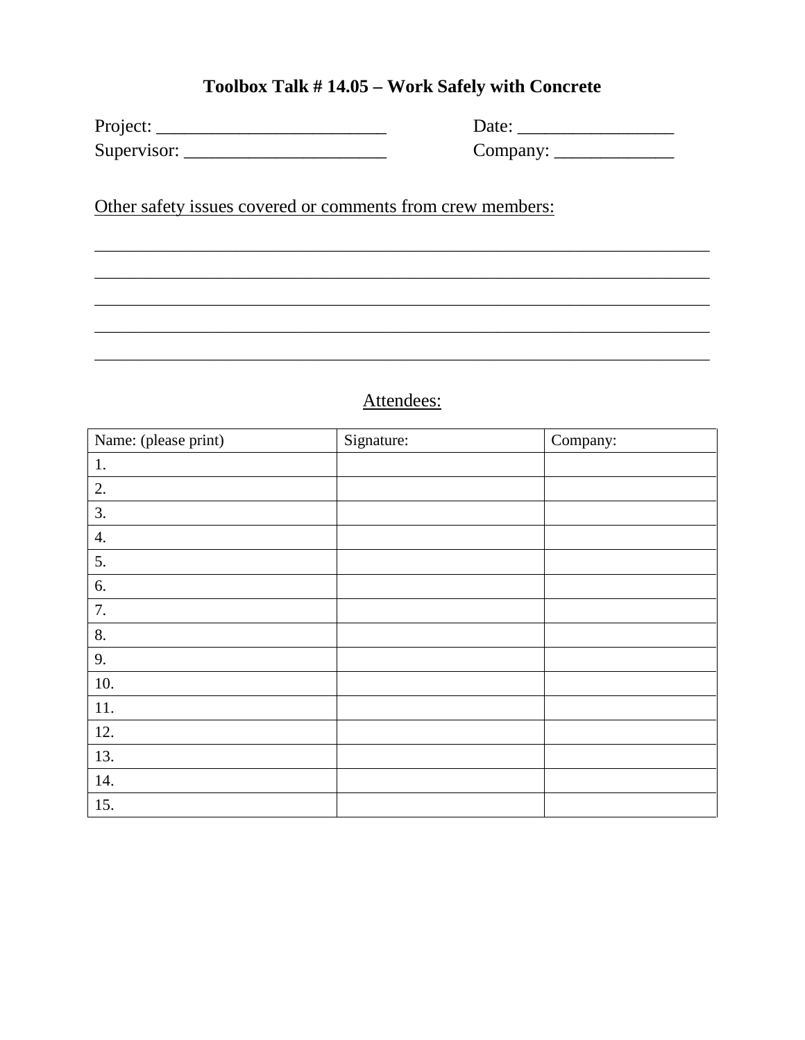# Toolbox Talk # 14.05 – Work Safely with Concrete

Project: _________________________ Date: _________________

Supervisor: ______________________ Company: _____________

Other safety issues covered or comments from crew members:

___________________________________________________________________________

___________________________________________________________________________

___________________________________________________________________________

___________________________________________________________________________

___________________________________________________________________________

## Attendees:

| Name: (please print) | Signature: | Company: |
|---|---|---|
| 1. | | |
| 2. | | |
| 3. | | |
| 4. | | |
| 5. | | |
| 6. | | |
| 7. | | |
| 8. | | |
| 9. | | |
| 10. | | |
| 11. | | |
| 12. | | |
| 13. | | |
| 14. | | |
| 15. | | |